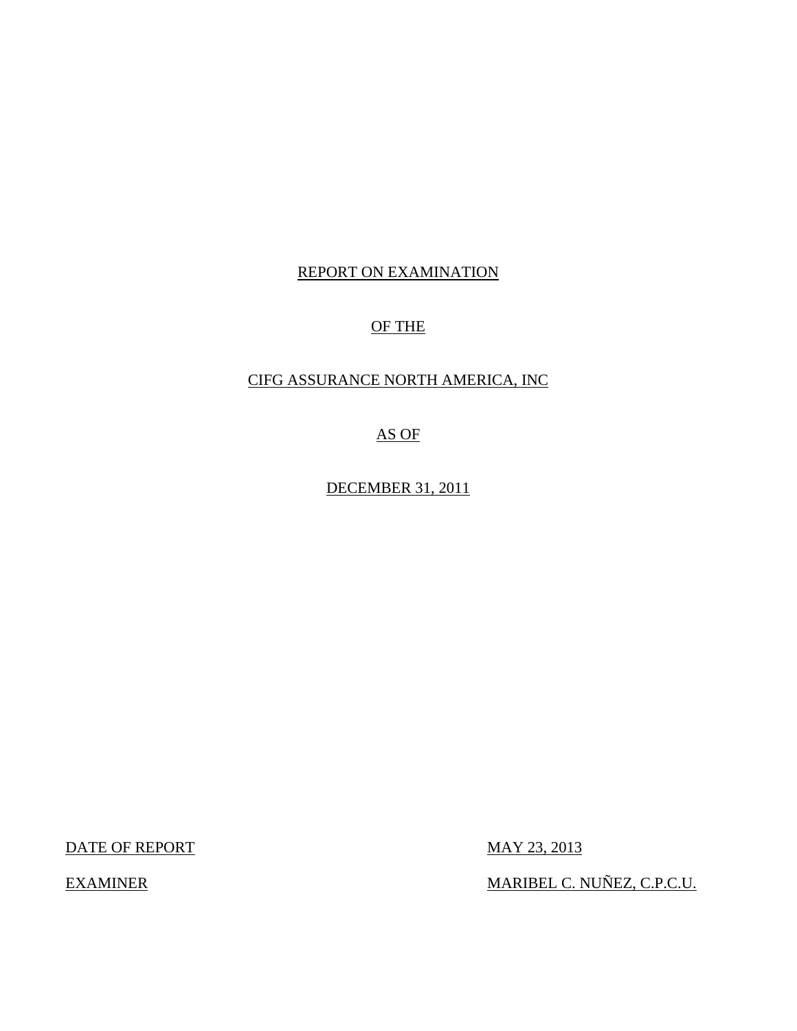REPORT ON EXAMINATION

OF THE

CIFG ASSURANCE NORTH AMERICA, INC

AS OF

DECEMBER 31, 2011

DATE OF REPORT MAY 23, 2013

EXAMINER MARIBEL C. NUÑEZ, C.P.C.U.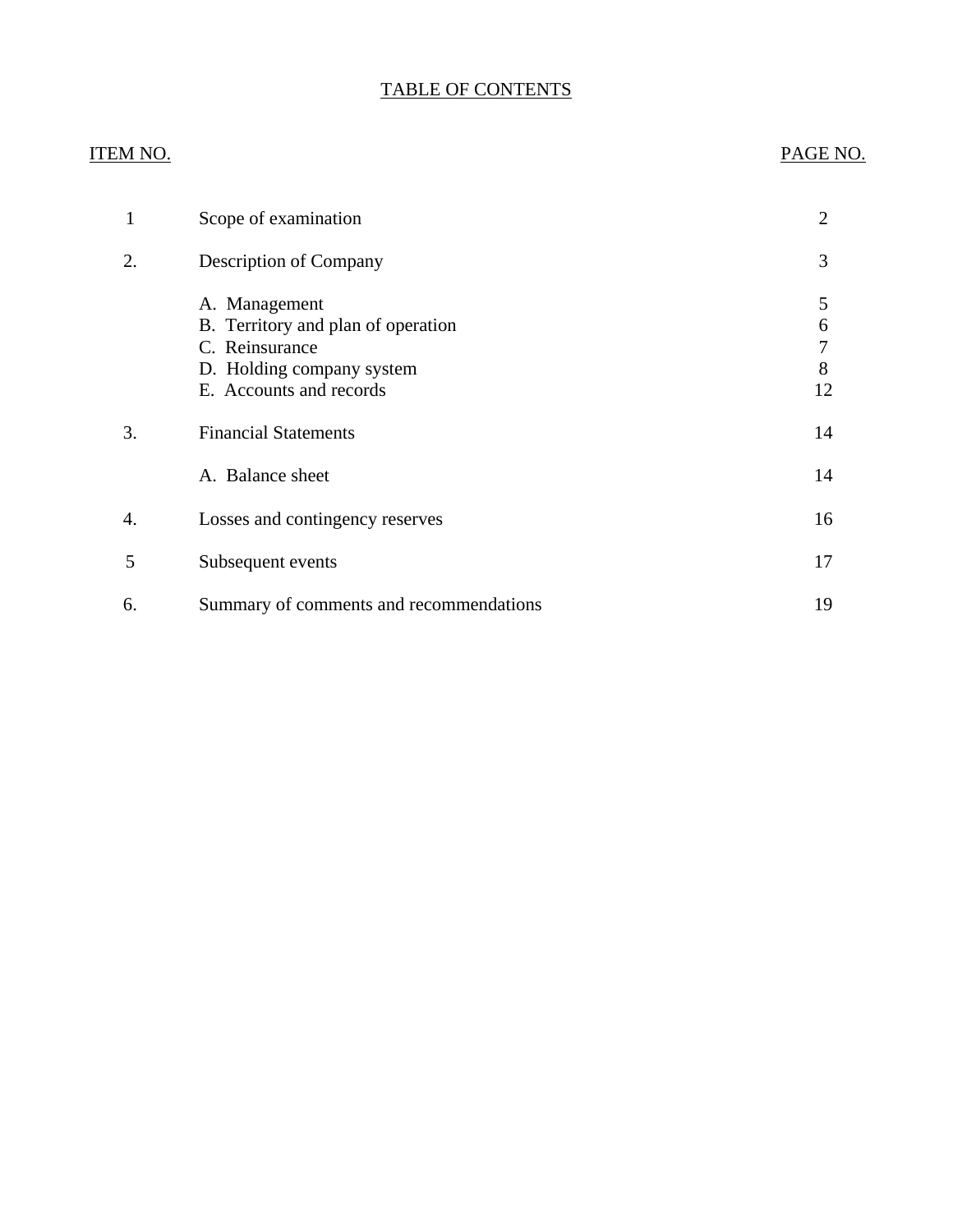# TABLE OF CONTENTS

| ITEM NO. | | PAGE NO. |
|---|---|---|
| 1 | Scope of examination | 2 |
| 2. | Description of Company | 3 |
| | A. Management | 5 |
| | B. Territory and plan of operation | 6 |
| | C. Reinsurance | 7 |
| | D. Holding company system | 8 |
| | E. Accounts and records | 12 |
| 3. | Financial Statements | 14 |
| | A. Balance sheet | 14 |
| 4. | Losses and contingency reserves | 16 |
| 5 | Subsequent events | 17 |
| 6. | Summary of comments and recommendations | 19 |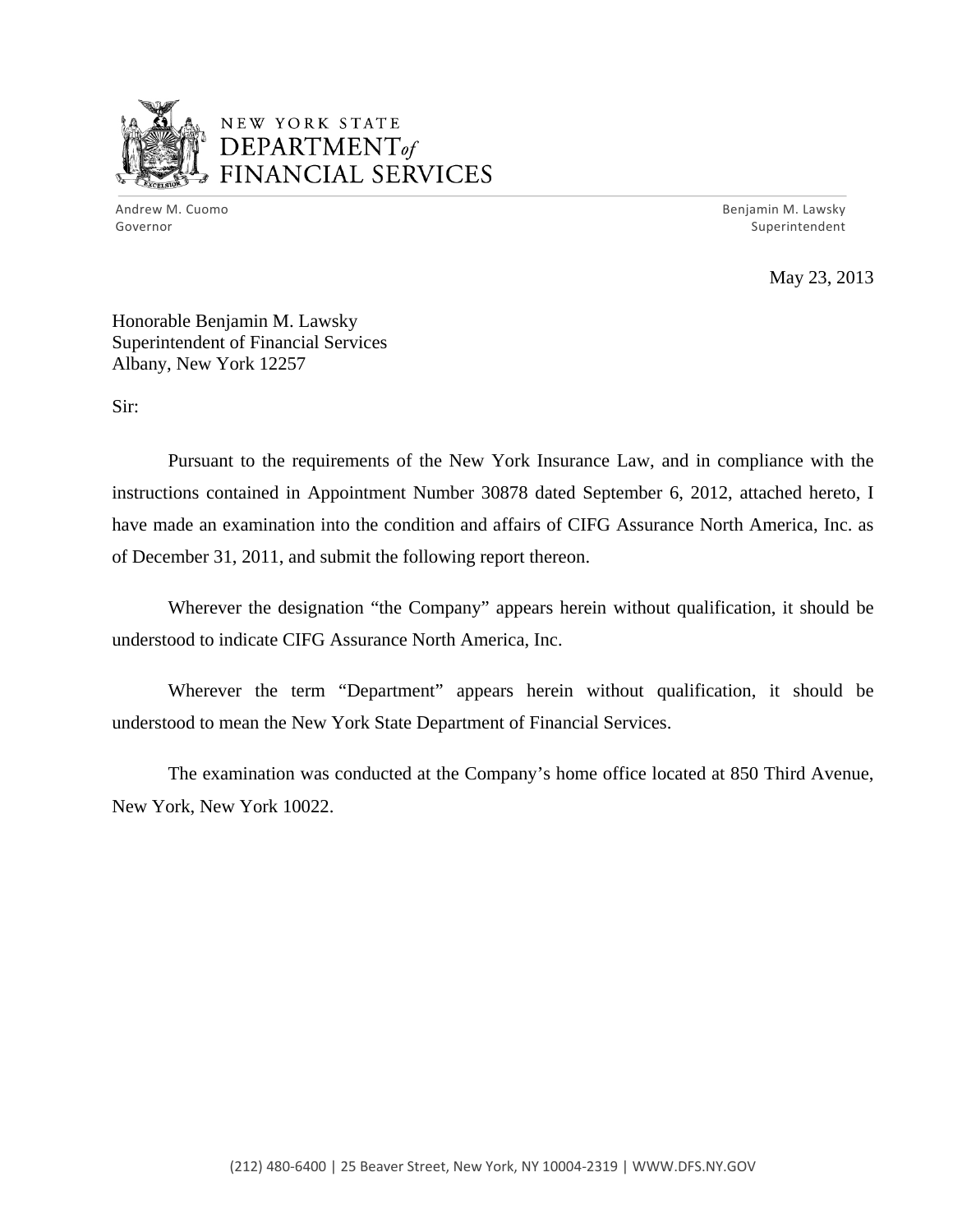NEW YORK STATE
DEPARTMENT *of*
FINANCIAL SERVICES

Andrew M. Cuomo
Governor

Benjamin M. Lawsky
Superintendent

May 23, 2013

Honorable Benjamin M. Lawsky
Superintendent of Financial Services
Albany, New York 12257

Sir:

Pursuant to the requirements of the New York Insurance Law, and in compliance with the instructions contained in Appointment Number 30878 dated September 6, 2012, attached hereto, I have made an examination into the condition and affairs of CIFG Assurance North America, Inc. as of December 31, 2011, and submit the following report thereon.

Wherever the designation "the Company" appears herein without qualification, it should be understood to indicate CIFG Assurance North America, Inc.

Wherever the term "Department" appears herein without qualification, it should be understood to mean the New York State Department of Financial Services.

The examination was conducted at the Company's home office located at 850 Third Avenue, New York, New York 10022.

(212) 480-6400 | 25 Beaver Street, New York, NY 10004-2319 | WWW.DFS.NY.GOV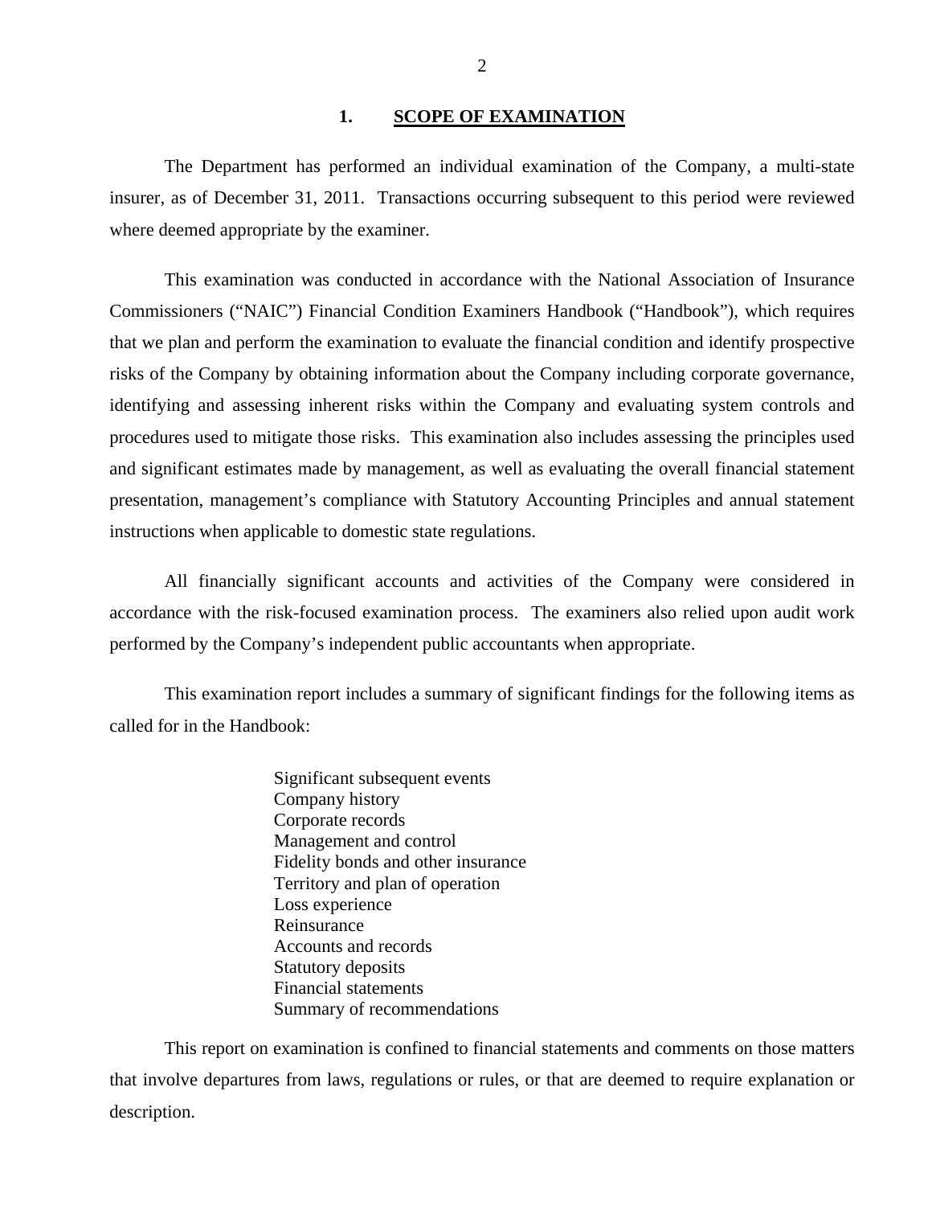## 1. SCOPE OF EXAMINATION

The Department has performed an individual examination of the Company, a multi-state insurer, as of December 31, 2011. Transactions occurring subsequent to this period were reviewed where deemed appropriate by the examiner.

This examination was conducted in accordance with the National Association of Insurance Commissioners ("NAIC") Financial Condition Examiners Handbook ("Handbook"), which requires that we plan and perform the examination to evaluate the financial condition and identify prospective risks of the Company by obtaining information about the Company including corporate governance, identifying and assessing inherent risks within the Company and evaluating system controls and procedures used to mitigate those risks. This examination also includes assessing the principles used and significant estimates made by management, as well as evaluating the overall financial statement presentation, management's compliance with Statutory Accounting Principles and annual statement instructions when applicable to domestic state regulations.

All financially significant accounts and activities of the Company were considered in accordance with the risk-focused examination process. The examiners also relied upon audit work performed by the Company's independent public accountants when appropriate.

This examination report includes a summary of significant findings for the following items as called for in the Handbook:

Significant subsequent events
Company history
Corporate records
Management and control
Fidelity bonds and other insurance
Territory and plan of operation
Loss experience
Reinsurance
Accounts and records
Statutory deposits
Financial statements
Summary of recommendations

This report on examination is confined to financial statements and comments on those matters that involve departures from laws, regulations or rules, or that are deemed to require explanation or description.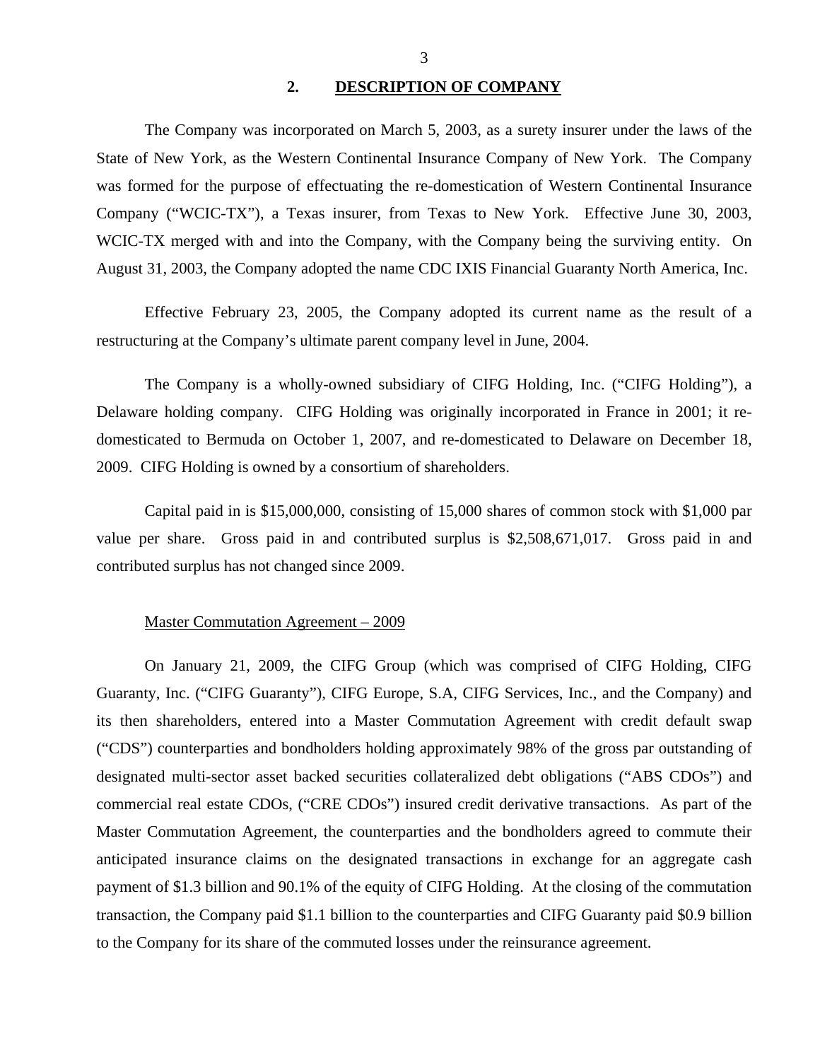## 2. DESCRIPTION OF COMPANY

The Company was incorporated on March 5, 2003, as a surety insurer under the laws of the State of New York, as the Western Continental Insurance Company of New York. The Company was formed for the purpose of effectuating the re-domestication of Western Continental Insurance Company ("WCIC-TX"), a Texas insurer, from Texas to New York. Effective June 30, 2003, WCIC-TX merged with and into the Company, with the Company being the surviving entity. On August 31, 2003, the Company adopted the name CDC IXIS Financial Guaranty North America, Inc.

Effective February 23, 2005, the Company adopted its current name as the result of a restructuring at the Company's ultimate parent company level in June, 2004.

The Company is a wholly-owned subsidiary of CIFG Holding, Inc. ("CIFG Holding"), a Delaware holding company. CIFG Holding was originally incorporated in France in 2001; it re-domesticated to Bermuda on October 1, 2007, and re-domesticated to Delaware on December 18, 2009. CIFG Holding is owned by a consortium of shareholders.

Capital paid in is $15,000,000, consisting of 15,000 shares of common stock with $1,000 par value per share. Gross paid in and contributed surplus is $2,508,671,017. Gross paid in and contributed surplus has not changed since 2009.

### Master Commutation Agreement – 2009

On January 21, 2009, the CIFG Group (which was comprised of CIFG Holding, CIFG Guaranty, Inc. ("CIFG Guaranty"), CIFG Europe, S.A, CIFG Services, Inc., and the Company) and its then shareholders, entered into a Master Commutation Agreement with credit default swap ("CDS") counterparties and bondholders holding approximately 98% of the gross par outstanding of designated multi-sector asset backed securities collateralized debt obligations ("ABS CDOs") and commercial real estate CDOs, ("CRE CDOs") insured credit derivative transactions. As part of the Master Commutation Agreement, the counterparties and the bondholders agreed to commute their anticipated insurance claims on the designated transactions in exchange for an aggregate cash payment of $1.3 billion and 90.1% of the equity of CIFG Holding. At the closing of the commutation transaction, the Company paid $1.1 billion to the counterparties and CIFG Guaranty paid $0.9 billion to the Company for its share of the commuted losses under the reinsurance agreement.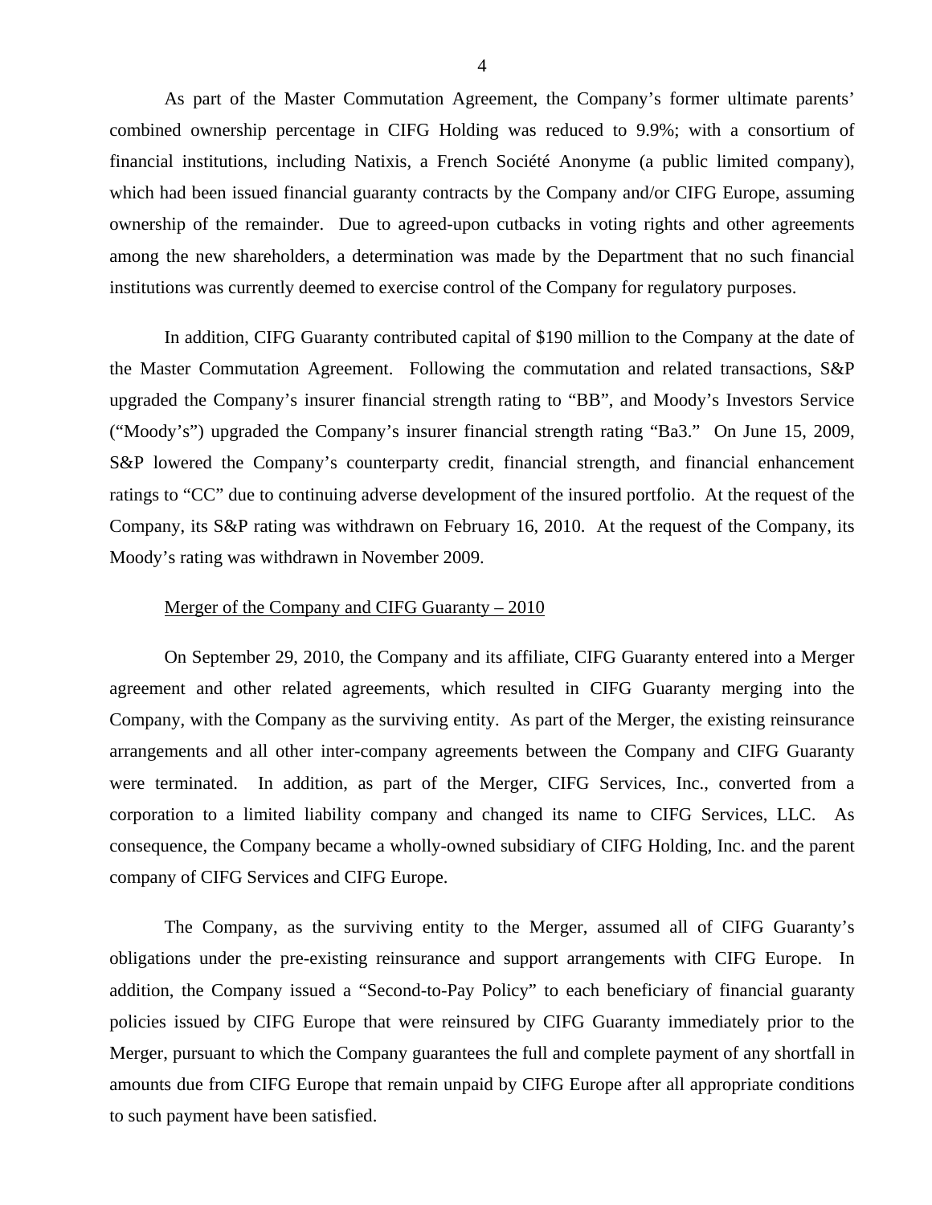As part of the Master Commutation Agreement, the Company's former ultimate parents' combined ownership percentage in CIFG Holding was reduced to 9.9%; with a consortium of financial institutions, including Natixis, a French Société Anonyme (a public limited company), which had been issued financial guaranty contracts by the Company and/or CIFG Europe, assuming ownership of the remainder. Due to agreed-upon cutbacks in voting rights and other agreements among the new shareholders, a determination was made by the Department that no such financial institutions was currently deemed to exercise control of the Company for regulatory purposes.

In addition, CIFG Guaranty contributed capital of $190 million to the Company at the date of the Master Commutation Agreement. Following the commutation and related transactions, S&P upgraded the Company's insurer financial strength rating to "BB", and Moody's Investors Service ("Moody's") upgraded the Company's insurer financial strength rating "Ba3." On June 15, 2009, S&P lowered the Company's counterparty credit, financial strength, and financial enhancement ratings to "CC" due to continuing adverse development of the insured portfolio. At the request of the Company, its S&P rating was withdrawn on February 16, 2010. At the request of the Company, its Moody's rating was withdrawn in November 2009.

Merger of the Company and CIFG Guaranty – 2010

On September 29, 2010, the Company and its affiliate, CIFG Guaranty entered into a Merger agreement and other related agreements, which resulted in CIFG Guaranty merging into the Company, with the Company as the surviving entity. As part of the Merger, the existing reinsurance arrangements and all other inter-company agreements between the Company and CIFG Guaranty were terminated. In addition, as part of the Merger, CIFG Services, Inc., converted from a corporation to a limited liability company and changed its name to CIFG Services, LLC. As consequence, the Company became a wholly-owned subsidiary of CIFG Holding, Inc. and the parent company of CIFG Services and CIFG Europe.

The Company, as the surviving entity to the Merger, assumed all of CIFG Guaranty's obligations under the pre-existing reinsurance and support arrangements with CIFG Europe. In addition, the Company issued a "Second-to-Pay Policy" to each beneficiary of financial guaranty policies issued by CIFG Europe that were reinsured by CIFG Guaranty immediately prior to the Merger, pursuant to which the Company guarantees the full and complete payment of any shortfall in amounts due from CIFG Europe that remain unpaid by CIFG Europe after all appropriate conditions to such payment have been satisfied.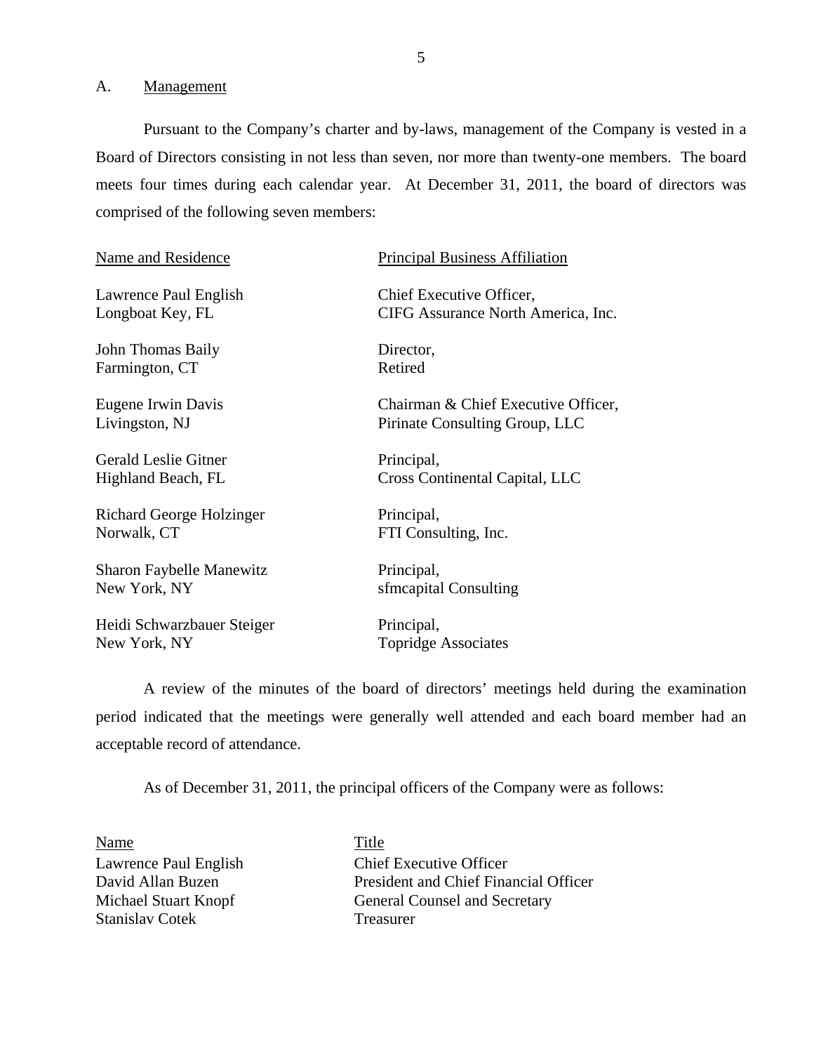## A. Management

Pursuant to the Company's charter and by-laws, management of the Company is vested in a Board of Directors consisting in not less than seven, nor more than twenty-one members. The board meets four times during each calendar year. At December 31, 2011, the board of directors was comprised of the following seven members:

| Name and Residence | Principal Business Affiliation |
|---|---|
| Lawrence Paul English<br>Longboat Key, FL | Chief Executive Officer,<br>CIFG Assurance North America, Inc. |
| John Thomas Baily<br>Farmington, CT | Director,<br>Retired |
| Eugene Irwin Davis<br>Livingston, NJ | Chairman & Chief Executive Officer,<br>Pirinate Consulting Group, LLC |
| Gerald Leslie Gitner<br>Highland Beach, FL | Principal,<br>Cross Continental Capital, LLC |
| Richard George Holzinger<br>Norwalk, CT | Principal,<br>FTI Consulting, Inc. |
| Sharon Faybelle Manewitz<br>New York, NY | Principal,<br>sfmcapital Consulting |
| Heidi Schwarzbauer Steiger<br>New York, NY | Principal,<br>Topridge Associates |

A review of the minutes of the board of directors' meetings held during the examination period indicated that the meetings were generally well attended and each board member had an acceptable record of attendance.

As of December 31, 2011, the principal officers of the Company were as follows:

| Name | Title |
|---|---|
| Lawrence Paul English | Chief Executive Officer |
| David Allan Buzen | President and Chief Financial Officer |
| Michael Stuart Knopf | General Counsel and Secretary |
| Stanislav Cotek | Treasurer |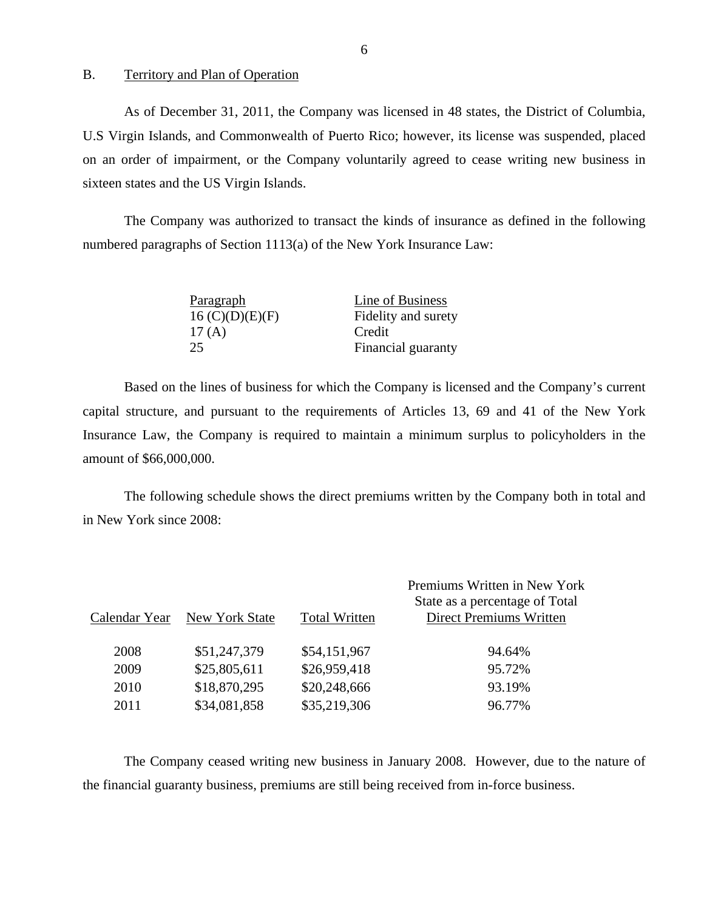## B. Territory and Plan of Operation

As of December 31, 2011, the Company was licensed in 48 states, the District of Columbia, U.S Virgin Islands, and Commonwealth of Puerto Rico; however, its license was suspended, placed on an order of impairment, or the Company voluntarily agreed to cease writing new business in sixteen states and the US Virgin Islands.

The Company was authorized to transact the kinds of insurance as defined in the following numbered paragraphs of Section 1113(a) of the New York Insurance Law:

| Paragraph | Line of Business |
|---|---|
| 16 (C)(D)(E)(F) | Fidelity and surety |
| 17 (A) | Credit |
| 25 | Financial guaranty |

Based on the lines of business for which the Company is licensed and the Company's current capital structure, and pursuant to the requirements of Articles 13, 69 and 41 of the New York Insurance Law, the Company is required to maintain a minimum surplus to policyholders in the amount of $66,000,000.

The following schedule shows the direct premiums written by the Company both in total and in New York since 2008:

| Calendar Year | New York State | Total Written | Premiums Written in New York State as a percentage of Total Direct Premiums Written |
|---|---|---|---|
| 2008 | $51,247,379 | $54,151,967 | 94.64% |
| 2009 | $25,805,611 | $26,959,418 | 95.72% |
| 2010 | $18,870,295 | $20,248,666 | 93.19% |
| 2011 | $34,081,858 | $35,219,306 | 96.77% |

The Company ceased writing new business in January 2008. However, due to the nature of the financial guaranty business, premiums are still being received from in-force business.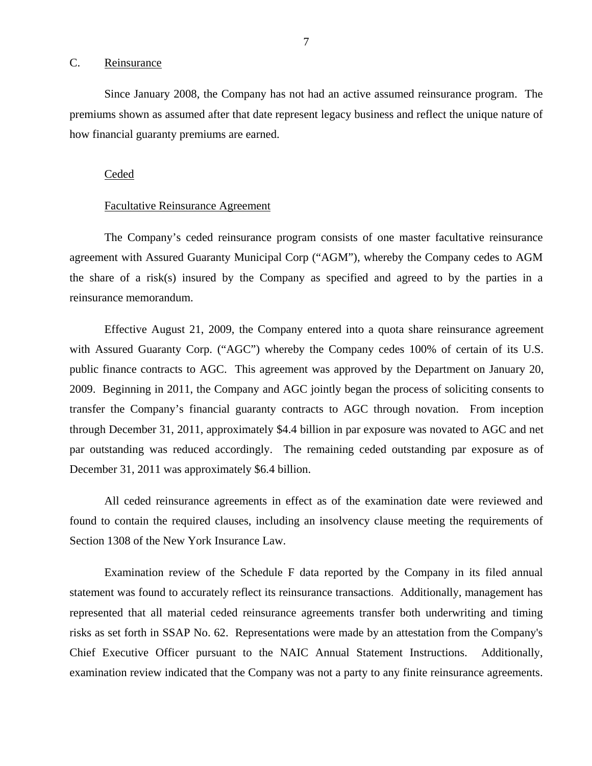## C. Reinsurance

Since January 2008, the Company has not had an active assumed reinsurance program. The premiums shown as assumed after that date represent legacy business and reflect the unique nature of how financial guaranty premiums are earned.

### Ceded

#### Facultative Reinsurance Agreement

The Company's ceded reinsurance program consists of one master facultative reinsurance agreement with Assured Guaranty Municipal Corp ("AGM"), whereby the Company cedes to AGM the share of a risk(s) insured by the Company as specified and agreed to by the parties in a reinsurance memorandum.

Effective August 21, 2009, the Company entered into a quota share reinsurance agreement with Assured Guaranty Corp. ("AGC") whereby the Company cedes 100% of certain of its U.S. public finance contracts to AGC. This agreement was approved by the Department on January 20, 2009. Beginning in 2011, the Company and AGC jointly began the process of soliciting consents to transfer the Company's financial guaranty contracts to AGC through novation. From inception through December 31, 2011, approximately $4.4 billion in par exposure was novated to AGC and net par outstanding was reduced accordingly. The remaining ceded outstanding par exposure as of December 31, 2011 was approximately $6.4 billion.

All ceded reinsurance agreements in effect as of the examination date were reviewed and found to contain the required clauses, including an insolvency clause meeting the requirements of Section 1308 of the New York Insurance Law.

Examination review of the Schedule F data reported by the Company in its filed annual statement was found to accurately reflect its reinsurance transactions. Additionally, management has represented that all material ceded reinsurance agreements transfer both underwriting and timing risks as set forth in SSAP No. 62. Representations were made by an attestation from the Company's Chief Executive Officer pursuant to the NAIC Annual Statement Instructions. Additionally, examination review indicated that the Company was not a party to any finite reinsurance agreements.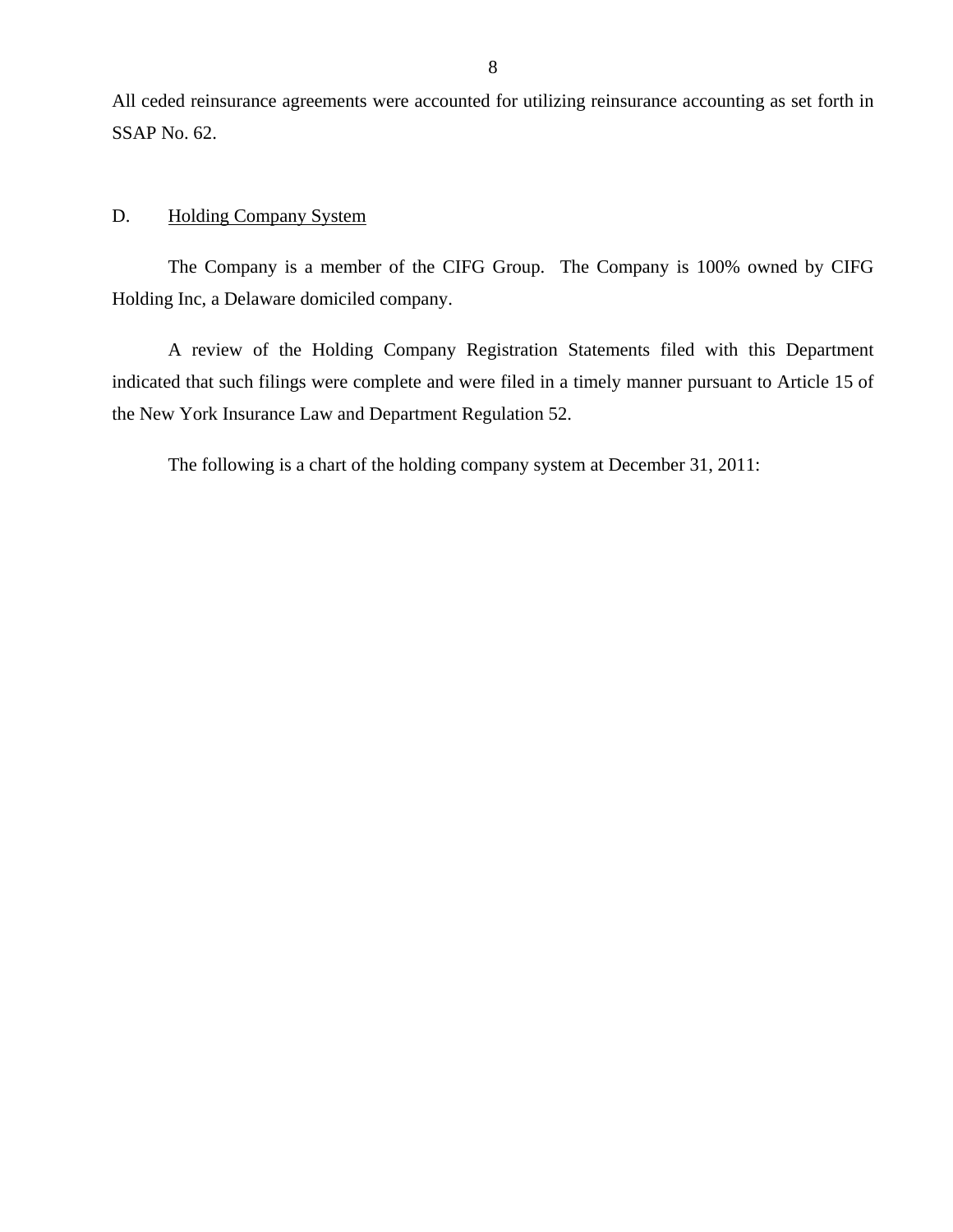All ceded reinsurance agreements were accounted for utilizing reinsurance accounting as set forth in SSAP No. 62.

## D. Holding Company System

The Company is a member of the CIFG Group. The Company is 100% owned by CIFG Holding Inc, a Delaware domiciled company.

A review of the Holding Company Registration Statements filed with this Department indicated that such filings were complete and were filed in a timely manner pursuant to Article 15 of the New York Insurance Law and Department Regulation 52.

The following is a chart of the holding company system at December 31, 2011: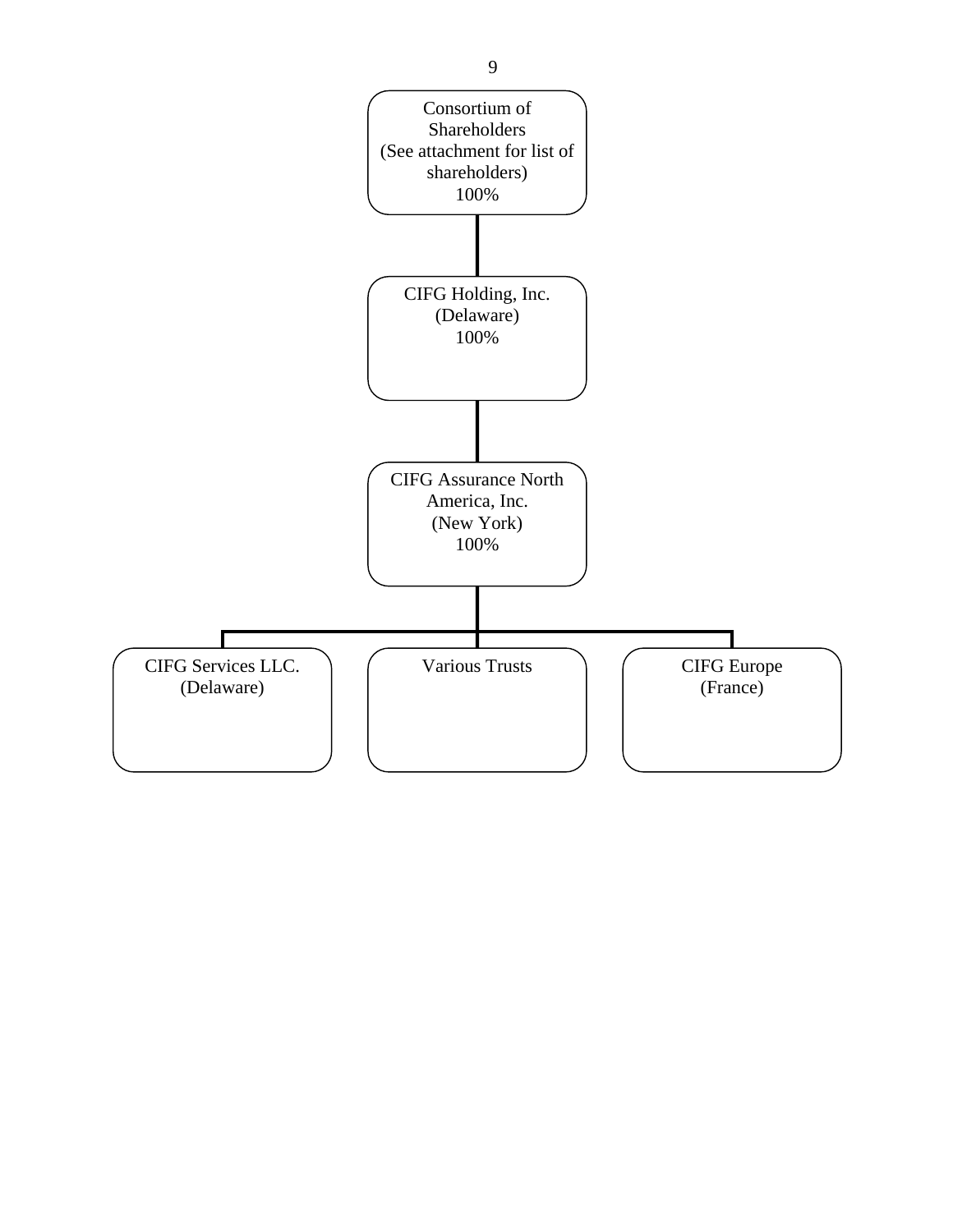Consortium of Shareholders
(See attachment for list of shareholders)
100%

CIFG Holding, Inc.
(Delaware)
100%

CIFG Assurance North America, Inc.
(New York)
100%

CIFG Services LLC.
(Delaware)

Various Trusts

CIFG Europe
(France)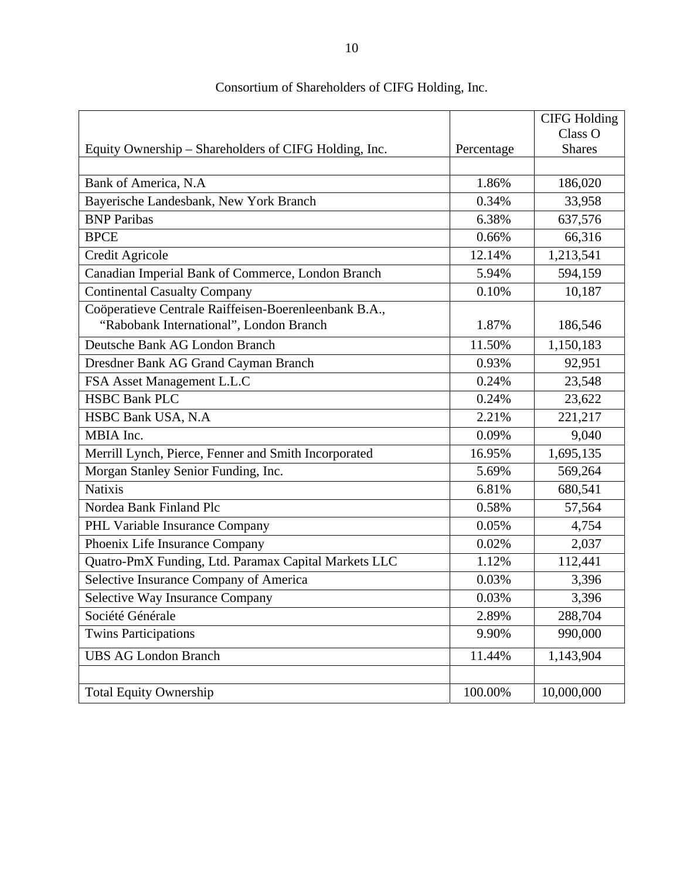Consortium of Shareholders of CIFG Holding, Inc.

| Equity Ownership – Shareholders of CIFG Holding, Inc. | Percentage | CIFG Holding Class O Shares |
|---|---|---|
| | | |
| Bank of America, N.A | 1.86% | 186,020 |
| Bayerische Landesbank, New York Branch | 0.34% | 33,958 |
| BNP Paribas | 6.38% | 637,576 |
| BPCE | 0.66% | 66,316 |
| Credit Agricole | 12.14% | 1,213,541 |
| Canadian Imperial Bank of Commerce, London Branch | 5.94% | 594,159 |
| Continental Casualty Company | 0.10% | 10,187 |
| Coöperatieve Centrale Raiffeisen-Boerenleenbank B.A., "Rabobank International", London Branch | 1.87% | 186,546 |
| Deutsche Bank AG London Branch | 11.50% | 1,150,183 |
| Dresdner Bank AG Grand Cayman Branch | 0.93% | 92,951 |
| FSA Asset Management L.L.C | 0.24% | 23,548 |
| HSBC Bank PLC | 0.24% | 23,622 |
| HSBC Bank USA, N.A | 2.21% | 221,217 |
| MBIA Inc. | 0.09% | 9,040 |
| Merrill Lynch, Pierce, Fenner and Smith Incorporated | 16.95% | 1,695,135 |
| Morgan Stanley Senior Funding, Inc. | 5.69% | 569,264 |
| Natixis | 6.81% | 680,541 |
| Nordea Bank Finland Plc | 0.58% | 57,564 |
| PHL Variable Insurance Company | 0.05% | 4,754 |
| Phoenix Life Insurance Company | 0.02% | 2,037 |
| Quatro-PmX Funding, Ltd. Paramax Capital Markets LLC | 1.12% | 112,441 |
| Selective Insurance Company of America | 0.03% | 3,396 |
| Selective Way Insurance Company | 0.03% | 3,396 |
| Société Générale | 2.89% | 288,704 |
| Twins Participations | 9.90% | 990,000 |
| UBS AG London Branch | 11.44% | 1,143,904 |
| | | |
| Total Equity Ownership | 100.00% | 10,000,000 |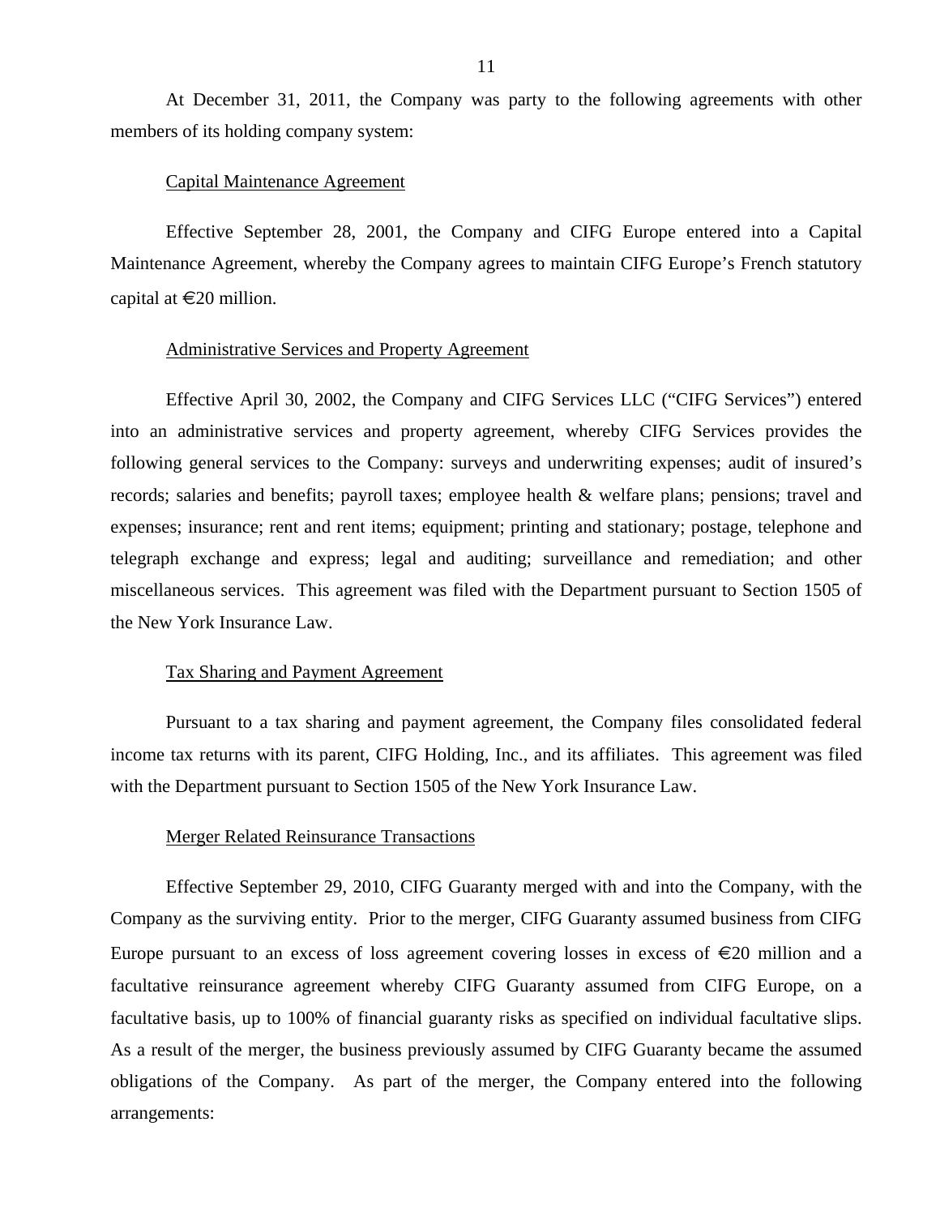At December 31, 2011, the Company was party to the following agreements with other members of its holding company system:

Capital Maintenance Agreement

Effective September 28, 2001, the Company and CIFG Europe entered into a Capital Maintenance Agreement, whereby the Company agrees to maintain CIFG Europe's French statutory capital at €20 million.

Administrative Services and Property Agreement

Effective April 30, 2002, the Company and CIFG Services LLC ("CIFG Services") entered into an administrative services and property agreement, whereby CIFG Services provides the following general services to the Company: surveys and underwriting expenses; audit of insured's records; salaries and benefits; payroll taxes; employee health & welfare plans; pensions; travel and expenses; insurance; rent and rent items; equipment; printing and stationary; postage, telephone and telegraph exchange and express; legal and auditing; surveillance and remediation; and other miscellaneous services. This agreement was filed with the Department pursuant to Section 1505 of the New York Insurance Law.

Tax Sharing and Payment Agreement

Pursuant to a tax sharing and payment agreement, the Company files consolidated federal income tax returns with its parent, CIFG Holding, Inc., and its affiliates. This agreement was filed with the Department pursuant to Section 1505 of the New York Insurance Law.

Merger Related Reinsurance Transactions

Effective September 29, 2010, CIFG Guaranty merged with and into the Company, with the Company as the surviving entity. Prior to the merger, CIFG Guaranty assumed business from CIFG Europe pursuant to an excess of loss agreement covering losses in excess of €20 million and a facultative reinsurance agreement whereby CIFG Guaranty assumed from CIFG Europe, on a facultative basis, up to 100% of financial guaranty risks as specified on individual facultative slips. As a result of the merger, the business previously assumed by CIFG Guaranty became the assumed obligations of the Company. As part of the merger, the Company entered into the following arrangements: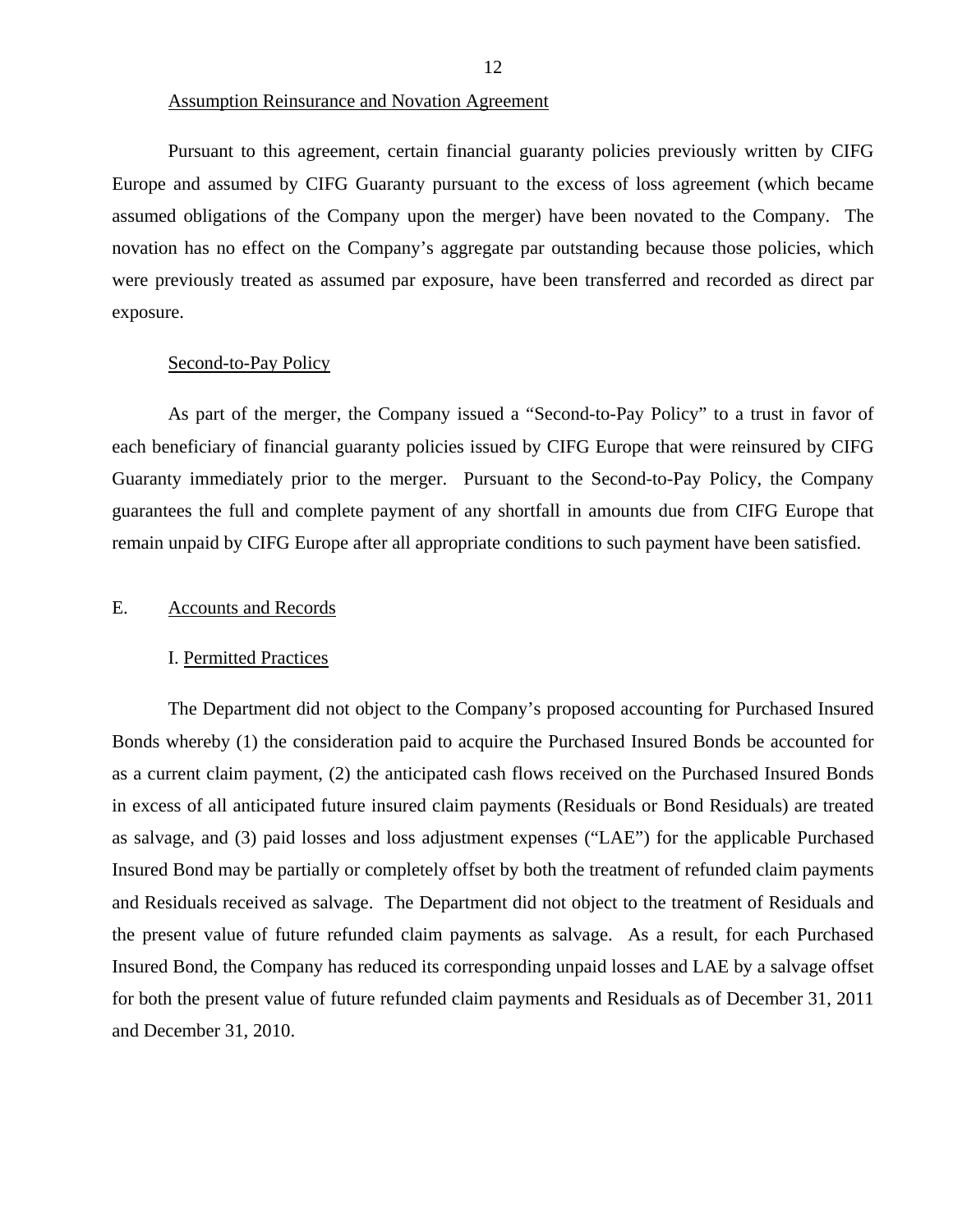Assumption Reinsurance and Novation Agreement

Pursuant to this agreement, certain financial guaranty policies previously written by CIFG Europe and assumed by CIFG Guaranty pursuant to the excess of loss agreement (which became assumed obligations of the Company upon the merger) have been novated to the Company. The novation has no effect on the Company's aggregate par outstanding because those policies, which were previously treated as assumed par exposure, have been transferred and recorded as direct par exposure.

Second-to-Pay Policy

As part of the merger, the Company issued a "Second-to-Pay Policy" to a trust in favor of each beneficiary of financial guaranty policies issued by CIFG Europe that were reinsured by CIFG Guaranty immediately prior to the merger. Pursuant to the Second-to-Pay Policy, the Company guarantees the full and complete payment of any shortfall in amounts due from CIFG Europe that remain unpaid by CIFG Europe after all appropriate conditions to such payment have been satisfied.

## E. Accounts and Records

### I. Permitted Practices

The Department did not object to the Company's proposed accounting for Purchased Insured Bonds whereby (1) the consideration paid to acquire the Purchased Insured Bonds be accounted for as a current claim payment, (2) the anticipated cash flows received on the Purchased Insured Bonds in excess of all anticipated future insured claim payments (Residuals or Bond Residuals) are treated as salvage, and (3) paid losses and loss adjustment expenses ("LAE") for the applicable Purchased Insured Bond may be partially or completely offset by both the treatment of refunded claim payments and Residuals received as salvage. The Department did not object to the treatment of Residuals and the present value of future refunded claim payments as salvage. As a result, for each Purchased Insured Bond, the Company has reduced its corresponding unpaid losses and LAE by a salvage offset for both the present value of future refunded claim payments and Residuals as of December 31, 2011 and December 31, 2010.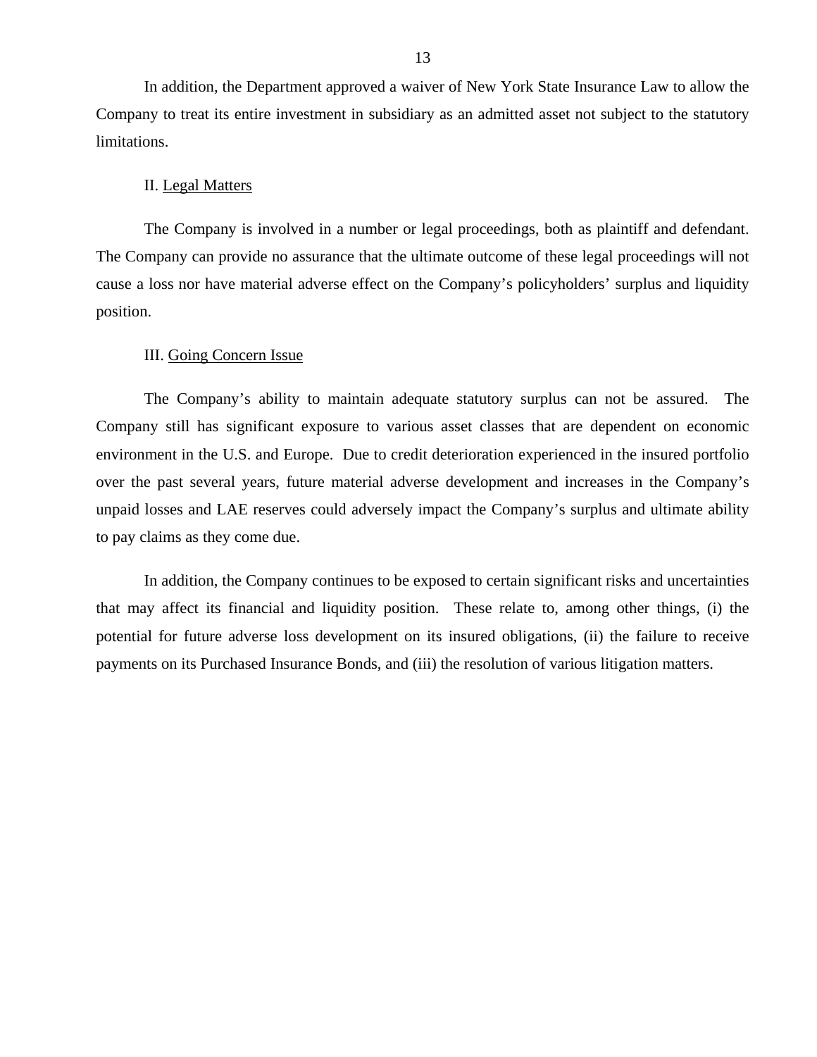In addition, the Department approved a waiver of New York State Insurance Law to allow the Company to treat its entire investment in subsidiary as an admitted asset not subject to the statutory limitations.

II. <u>Legal Matters</u>

The Company is involved in a number or legal proceedings, both as plaintiff and defendant. The Company can provide no assurance that the ultimate outcome of these legal proceedings will not cause a loss nor have material adverse effect on the Company's policyholders' surplus and liquidity position.

III. <u>Going Concern Issue</u>

The Company's ability to maintain adequate statutory surplus can not be assured. The Company still has significant exposure to various asset classes that are dependent on economic environment in the U.S. and Europe. Due to credit deterioration experienced in the insured portfolio over the past several years, future material adverse development and increases in the Company's unpaid losses and LAE reserves could adversely impact the Company's surplus and ultimate ability to pay claims as they come due.

In addition, the Company continues to be exposed to certain significant risks and uncertainties that may affect its financial and liquidity position. These relate to, among other things, (i) the potential for future adverse loss development on its insured obligations, (ii) the failure to receive payments on its Purchased Insurance Bonds, and (iii) the resolution of various litigation matters.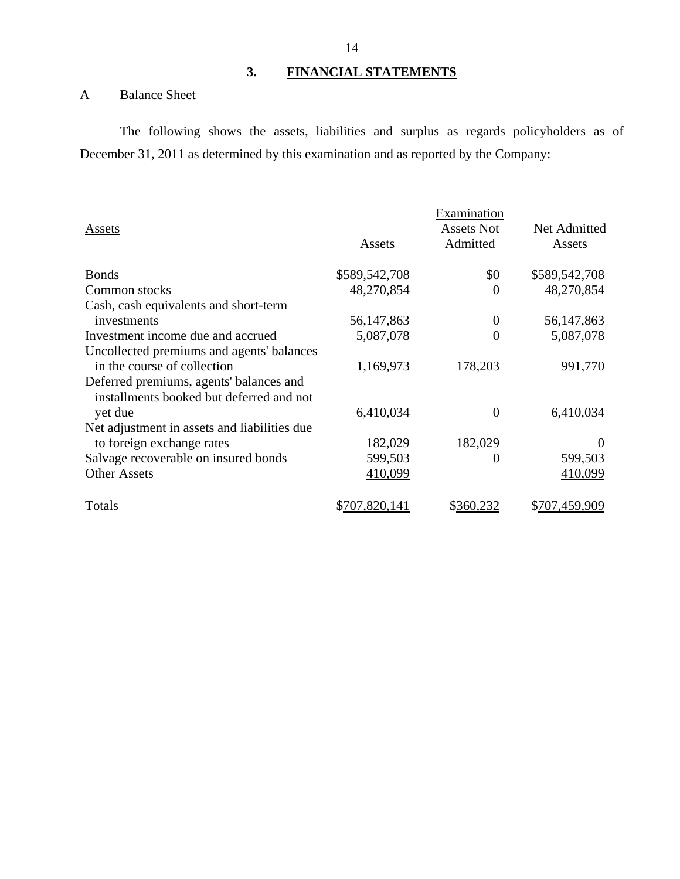## 3. FINANCIAL STATEMENTS

### A Balance Sheet

The following shows the assets, liabilities and surplus as regards policyholders as of December 31, 2011 as determined by this examination and as reported by the Company:

| Assets | Assets | Examination Assets Not Admitted | Net Admitted Assets |
|---|---|---|---|
| Bonds | $589,542,708 | $0 | $589,542,708 |
| Common stocks | 48,270,854 | 0 | 48,270,854 |
| Cash, cash equivalents and short-term investments | 56,147,863 | 0 | 56,147,863 |
| Investment income due and accrued | 5,087,078 | 0 | 5,087,078 |
| Uncollected premiums and agents' balances in the course of collection | 1,169,973 | 178,203 | 991,770 |
| Deferred premiums, agents' balances and installments booked but deferred and not yet due | 6,410,034 | 0 | 6,410,034 |
| Net adjustment in assets and liabilities due to foreign exchange rates | 182,029 | 182,029 | 0 |
| Salvage recoverable on insured bonds | 599,503 | 0 | 599,503 |
| Other Assets | 410,099 | | 410,099 |
| Totals | $707,820,141 | $360,232 | $707,459,909 |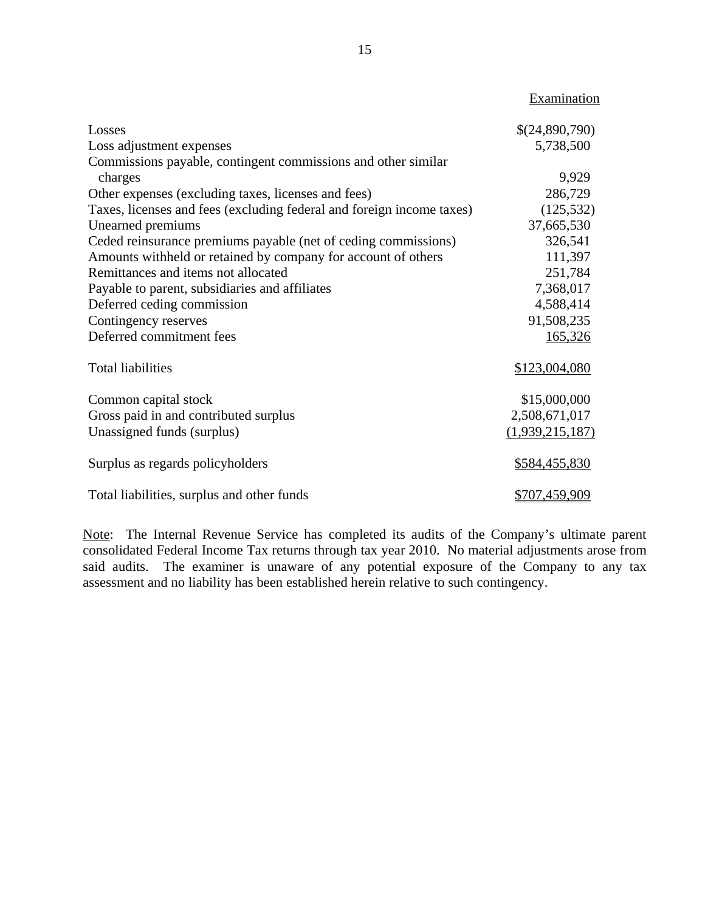| | Examination |
|---|---|
| Losses | $(24,890,790) |
| Loss adjustment expenses | 5,738,500 |
| Commissions payable, contingent commissions and other similar charges | 9,929 |
| Other expenses (excluding taxes, licenses and fees) | 286,729 |
| Taxes, licenses and fees (excluding federal and foreign income taxes) | (125,532) |
| Unearned premiums | 37,665,530 |
| Ceded reinsurance premiums payable (net of ceding commissions) | 326,541 |
| Amounts withheld or retained by company for account of others | 111,397 |
| Remittances and items not allocated | 251,784 |
| Payable to parent, subsidiaries and affiliates | 7,368,017 |
| Deferred ceding commission | 4,588,414 |
| Contingency reserves | 91,508,235 |
| Deferred commitment fees | 165,326 |
| Total liabilities | $123,004,080 |
| Common capital stock | $15,000,000 |
| Gross paid in and contributed surplus | 2,508,671,017 |
| Unassigned funds (surplus) | (1,939,215,187) |
| Surplus as regards policyholders | $584,455,830 |
| Total liabilities, surplus and other funds | $707,459,909 |

Note: The Internal Revenue Service has completed its audits of the Company's ultimate parent consolidated Federal Income Tax returns through tax year 2010. No material adjustments arose from said audits. The examiner is unaware of any potential exposure of the Company to any tax assessment and no liability has been established herein relative to such contingency.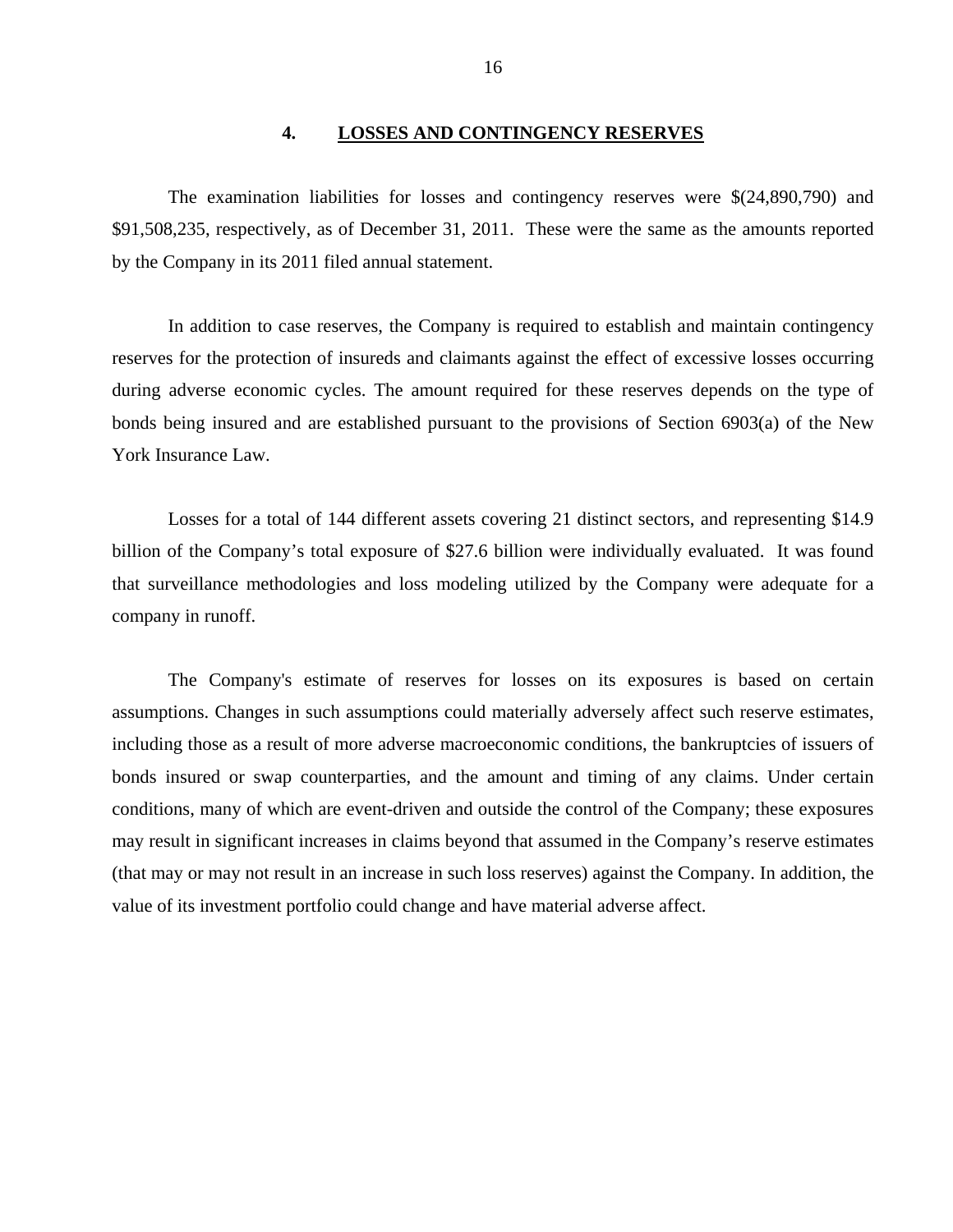## 4. LOSSES AND CONTINGENCY RESERVES

The examination liabilities for losses and contingency reserves were $(24,890,790) and $91,508,235, respectively, as of December 31, 2011. These were the same as the amounts reported by the Company in its 2011 filed annual statement.

In addition to case reserves, the Company is required to establish and maintain contingency reserves for the protection of insureds and claimants against the effect of excessive losses occurring during adverse economic cycles. The amount required for these reserves depends on the type of bonds being insured and are established pursuant to the provisions of Section 6903(a) of the New York Insurance Law.

Losses for a total of 144 different assets covering 21 distinct sectors, and representing $14.9 billion of the Company's total exposure of $27.6 billion were individually evaluated. It was found that surveillance methodologies and loss modeling utilized by the Company were adequate for a company in runoff.

The Company's estimate of reserves for losses on its exposures is based on certain assumptions. Changes in such assumptions could materially adversely affect such reserve estimates, including those as a result of more adverse macroeconomic conditions, the bankruptcies of issuers of bonds insured or swap counterparties, and the amount and timing of any claims. Under certain conditions, many of which are event-driven and outside the control of the Company; these exposures may result in significant increases in claims beyond that assumed in the Company's reserve estimates (that may or may not result in an increase in such loss reserves) against the Company. In addition, the value of its investment portfolio could change and have material adverse affect.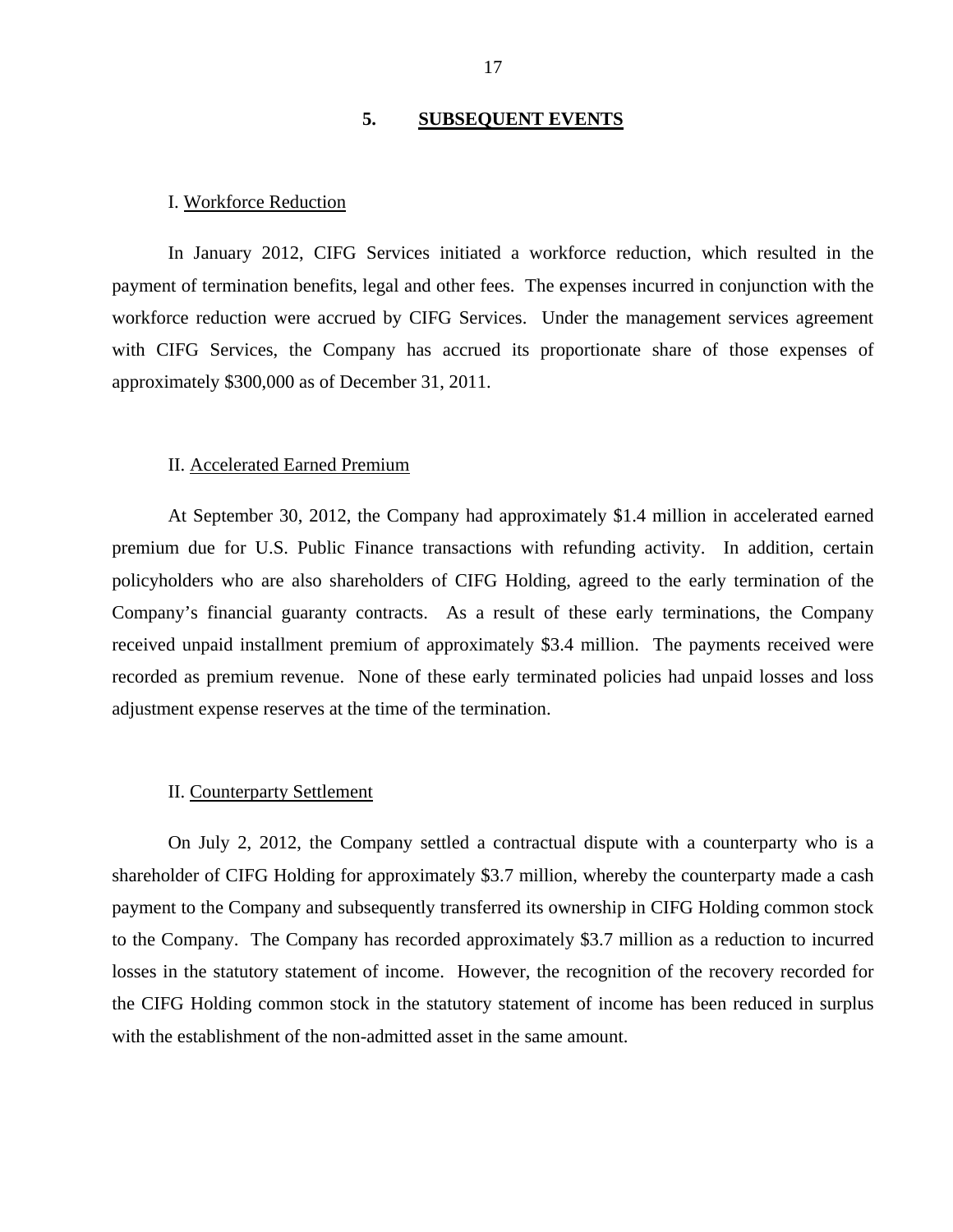## 5. SUBSEQUENT EVENTS

I. Workforce Reduction

In January 2012, CIFG Services initiated a workforce reduction, which resulted in the payment of termination benefits, legal and other fees. The expenses incurred in conjunction with the workforce reduction were accrued by CIFG Services. Under the management services agreement with CIFG Services, the Company has accrued its proportionate share of those expenses of approximately $300,000 as of December 31, 2011.

II. Accelerated Earned Premium

At September 30, 2012, the Company had approximately $1.4 million in accelerated earned premium due for U.S. Public Finance transactions with refunding activity. In addition, certain policyholders who are also shareholders of CIFG Holding, agreed to the early termination of the Company's financial guaranty contracts. As a result of these early terminations, the Company received unpaid installment premium of approximately $3.4 million. The payments received were recorded as premium revenue. None of these early terminated policies had unpaid losses and loss adjustment expense reserves at the time of the termination.

II. Counterparty Settlement

On July 2, 2012, the Company settled a contractual dispute with a counterparty who is a shareholder of CIFG Holding for approximately $3.7 million, whereby the counterparty made a cash payment to the Company and subsequently transferred its ownership in CIFG Holding common stock to the Company. The Company has recorded approximately $3.7 million as a reduction to incurred losses in the statutory statement of income. However, the recognition of the recovery recorded for the CIFG Holding common stock in the statutory statement of income has been reduced in surplus with the establishment of the non-admitted asset in the same amount.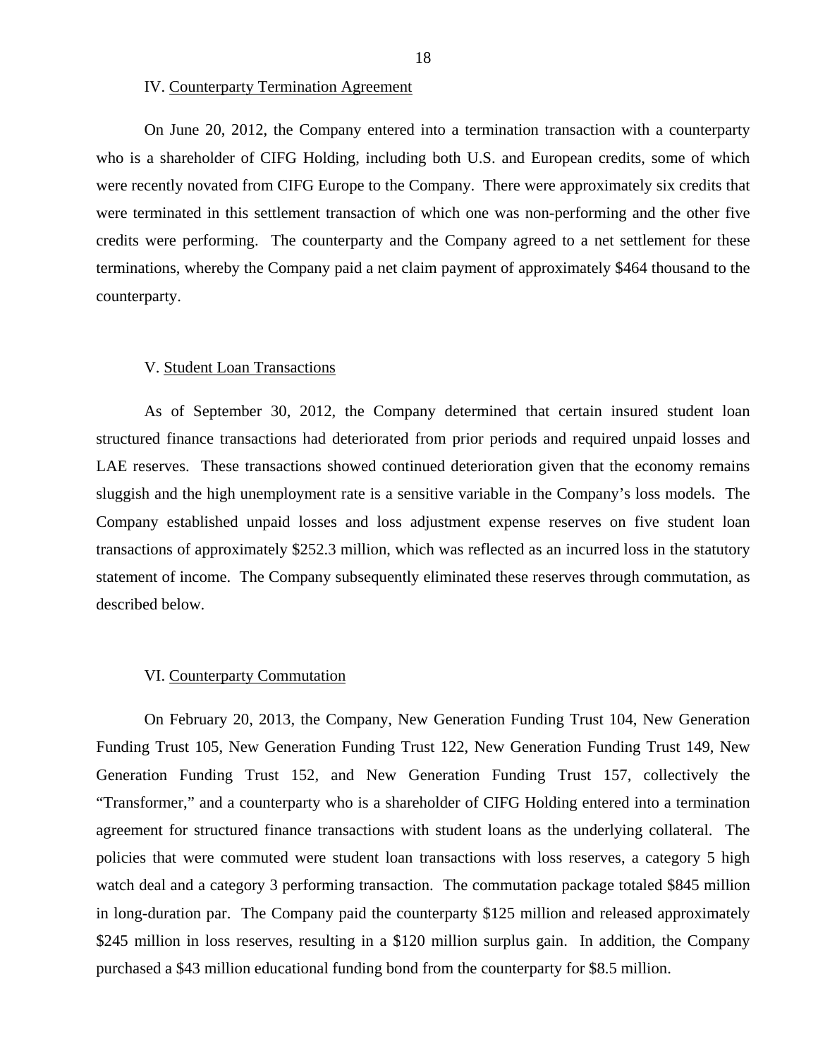IV. <u>Counterparty Termination Agreement</u>

On June 20, 2012, the Company entered into a termination transaction with a counterparty who is a shareholder of CIFG Holding, including both U.S. and European credits, some of which were recently novated from CIFG Europe to the Company. There were approximately six credits that were terminated in this settlement transaction of which one was non-performing and the other five credits were performing. The counterparty and the Company agreed to a net settlement for these terminations, whereby the Company paid a net claim payment of approximately $464 thousand to the counterparty.

V. <u>Student Loan Transactions</u>

As of September 30, 2012, the Company determined that certain insured student loan structured finance transactions had deteriorated from prior periods and required unpaid losses and LAE reserves. These transactions showed continued deterioration given that the economy remains sluggish and the high unemployment rate is a sensitive variable in the Company's loss models. The Company established unpaid losses and loss adjustment expense reserves on five student loan transactions of approximately $252.3 million, which was reflected as an incurred loss in the statutory statement of income. The Company subsequently eliminated these reserves through commutation, as described below.

VI. <u>Counterparty Commutation</u>

On February 20, 2013, the Company, New Generation Funding Trust 104, New Generation Funding Trust 105, New Generation Funding Trust 122, New Generation Funding Trust 149, New Generation Funding Trust 152, and New Generation Funding Trust 157, collectively the "Transformer," and a counterparty who is a shareholder of CIFG Holding entered into a termination agreement for structured finance transactions with student loans as the underlying collateral. The policies that were commuted were student loan transactions with loss reserves, a category 5 high watch deal and a category 3 performing transaction. The commutation package totaled $845 million in long-duration par. The Company paid the counterparty $125 million and released approximately $245 million in loss reserves, resulting in a $120 million surplus gain. In addition, the Company purchased a $43 million educational funding bond from the counterparty for $8.5 million.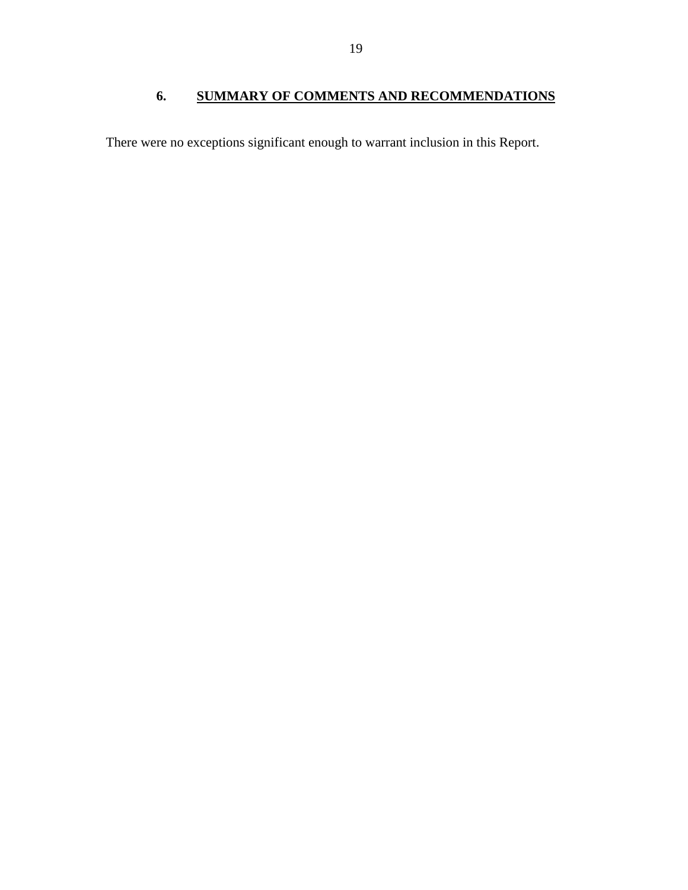## 6. SUMMARY OF COMMENTS AND RECOMMENDATIONS

There were no exceptions significant enough to warrant inclusion in this Report.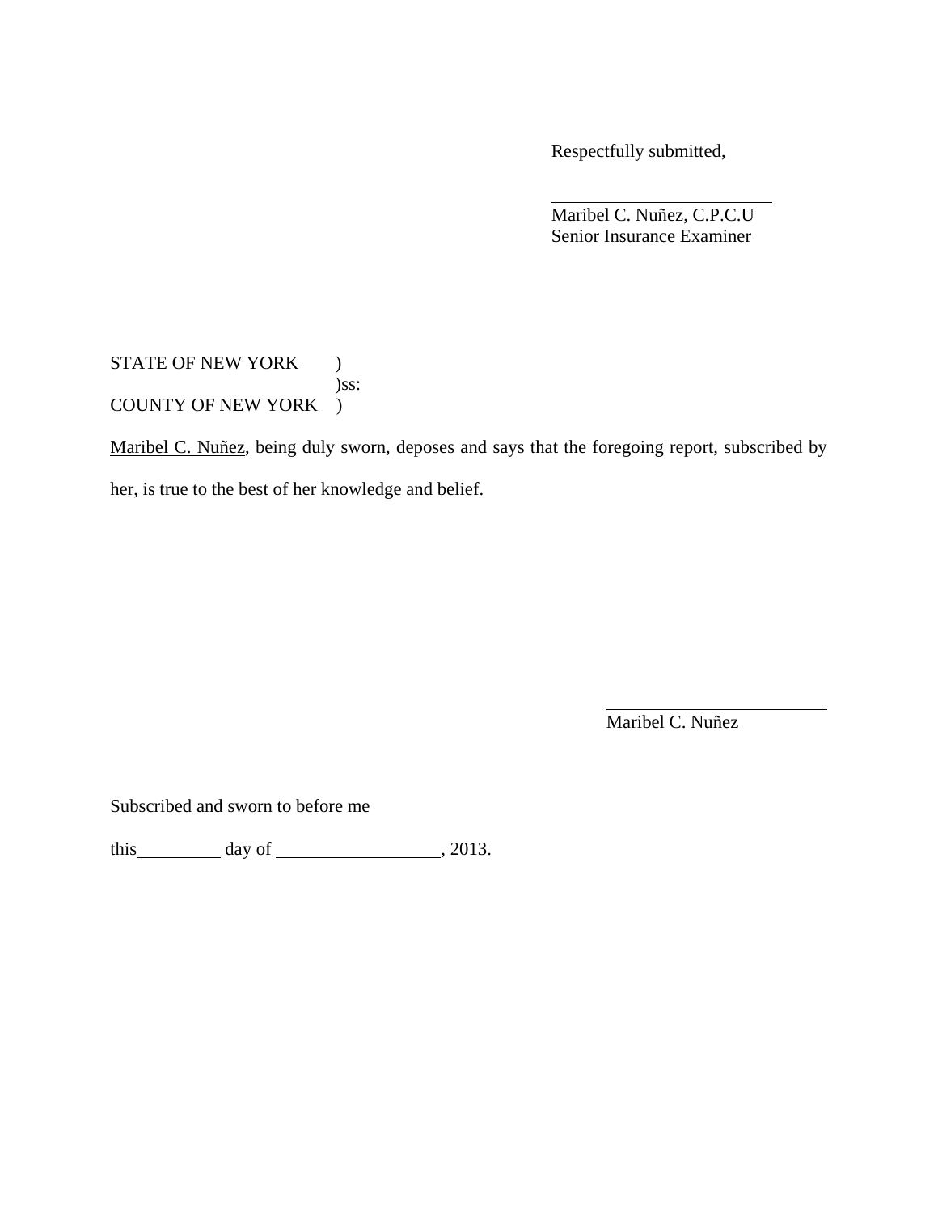Respectfully submitted,

\_\_\_\_\_\_\_\_\_\_\_\_\_\_\_\_\_\_\_\_\_\_\_\_\_\_

Maribel C. Nuñez, C.P.C.U
Senior Insurance Examiner

STATE OF NEW YORK )
)ss:
COUNTY OF NEW YORK )

<u>Maribel C. Nuñez</u>, being duly sworn, deposes and says that the foregoing report, subscribed by her, is true to the best of her knowledge and belief.

\_\_\_\_\_\_\_\_\_\_\_\_\_\_\_\_\_\_\_\_\_\_\_\_\_\_

Maribel C. Nuñez

Subscribed and sworn to before me

this \_\_\_\_\_\_\_\_\_ day of \_\_\_\_\_\_\_\_\_\_\_\_\_\_\_\_\_\_, 2013.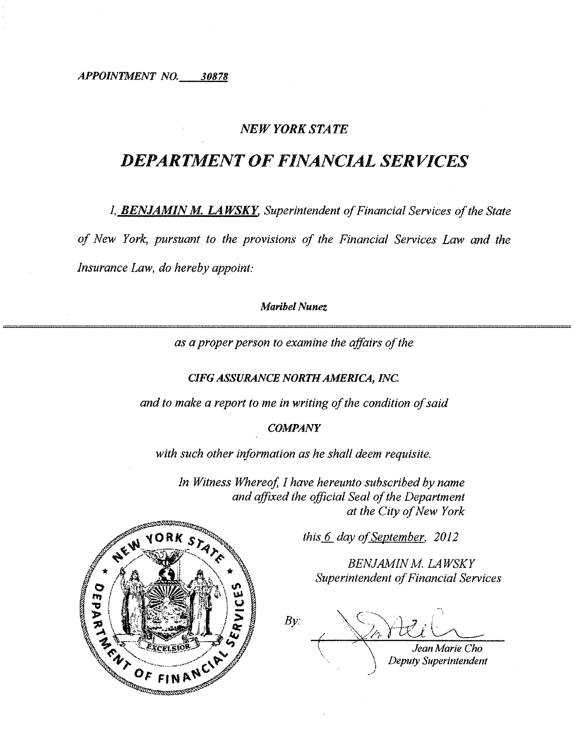*APPOINTMENT NO.* ___*30878*___

## *NEW YORK STATE*

# *DEPARTMENT OF FINANCIAL SERVICES*

*I, **BENJAMIN M. LAWSKY**, Superintendent of Financial Services of the State of New York, pursuant to the provisions of the Financial Services Law and the Insurance Law, do hereby appoint:*

***Maribel Nunez***

*as a proper person to examine the affairs of the*

***CIFG ASSURANCE NORTH AMERICA, INC.***

*and to make a report to me in writing of the condition of said*

***COMPANY***

*with such other information as he shall deem requisite.*

*In Witness Whereof, I have hereunto subscribed by name and affixed the official Seal of the Department at the City of New York*

*this 6 day of September, 2012*

*BENJAMIN M. LAWSKY*
*Superintendent of Financial Services*

*By:*

*Jean Marie Cho*
*Deputy Superintendent*